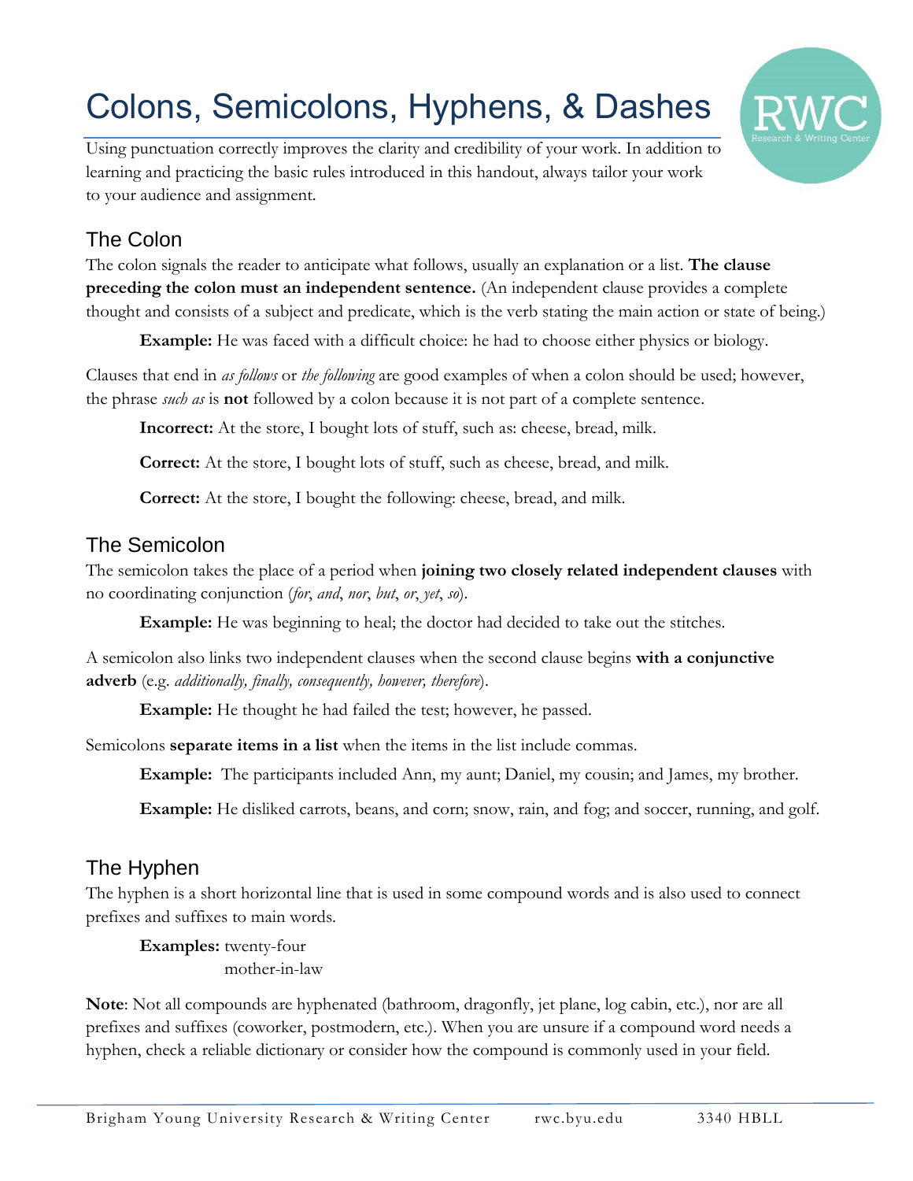# Colons, Semicolons, Hyphens, & Dashes

Using punctuation correctly improves the clarity and credibility of your work. In addition to learning and practicing the basic rules introduced in this handout, always tailor your work to your audience and assignment.

## The Colon

The colon signals the reader to anticipate what follows, usually an explanation or a list. **The clause preceding the colon must an independent sentence.** (An independent clause provides a complete thought and consists of a subject and predicate, which is the verb stating the main action or state of being.)

> **Example:** He was faced with a difficult choice: he had to choose either physics or biology.

Clauses that end in *as follows* or *the following* are good examples of when a colon should be used; however, the phrase *such as* is **not** followed by a colon because it is not part of a complete sentence.

> **Incorrect:** At the store, I bought lots of stuff, such as: cheese, bread, milk.
>
> **Correct:** At the store, I bought lots of stuff, such as cheese, bread, and milk.
>
> **Correct:** At the store, I bought the following: cheese, bread, and milk.

## The Semicolon

The semicolon takes the place of a period when **joining two closely related independent clauses** with no coordinating conjunction (*for*, *and*, *nor*, *but*, *or*, *yet*, *so*).

> **Example:** He was beginning to heal; the doctor had decided to take out the stitches.

A semicolon also links two independent clauses when the second clause begins **with a conjunctive adverb** (e.g. *additionally, finally, consequently, however, therefore*).

> **Example:** He thought he had failed the test; however, he passed.

Semicolons **separate items in a list** when the items in the list include commas.

> **Example:** The participants included Ann, my aunt; Daniel, my cousin; and James, my brother.
>
> **Example:** He disliked carrots, beans, and corn; snow, rain, and fog; and soccer, running, and golf.

## The Hyphen

The hyphen is a short horizontal line that is used in some compound words and is also used to connect prefixes and suffixes to main words.

> **Examples:** twenty-four
> mother-in-law

**Note**: Not all compounds are hyphenated (bathroom, dragonfly, jet plane, log cabin, etc.), nor are all prefixes and suffixes (coworker, postmodern, etc.). When you are unsure if a compound word needs a hyphen, check a reliable dictionary or consider how the compound is commonly used in your field.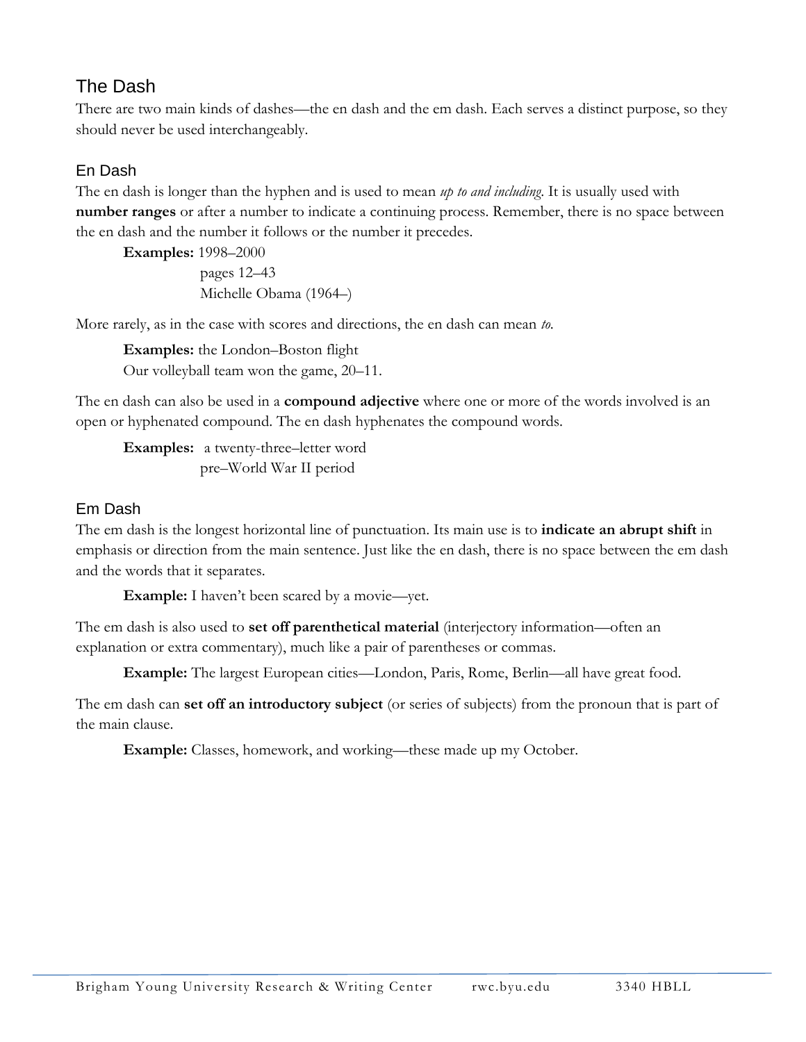## The Dash

There are two main kinds of dashes—the en dash and the em dash. Each serves a distinct purpose, so they should never be used interchangeably.

### En Dash

The en dash is longer than the hyphen and is used to mean *up to and including*. It is usually used with **number ranges** or after a number to indicate a continuing process. Remember, there is no space between the en dash and the number it follows or the number it precedes.

**Examples:** 1998–2000
pages 12–43
Michelle Obama (1964–)

More rarely, as in the case with scores and directions, the en dash can mean *to*.

**Examples:** the London–Boston flight
Our volleyball team won the game, 20–11.

The en dash can also be used in a **compound adjective** where one or more of the words involved is an open or hyphenated compound. The en dash hyphenates the compound words.

**Examples:** a twenty-three–letter word
pre–World War II period

### Em Dash

The em dash is the longest horizontal line of punctuation. Its main use is to **indicate an abrupt shift** in emphasis or direction from the main sentence. Just like the en dash, there is no space between the em dash and the words that it separates.

**Example:** I haven't been scared by a movie—yet.

The em dash is also used to **set off parenthetical material** (interjectory information—often an explanation or extra commentary), much like a pair of parentheses or commas.

**Example:** The largest European cities—London, Paris, Rome, Berlin—all have great food.

The em dash can **set off an introductory subject** (or series of subjects) from the pronoun that is part of the main clause.

**Example:** Classes, homework, and working—these made up my October.